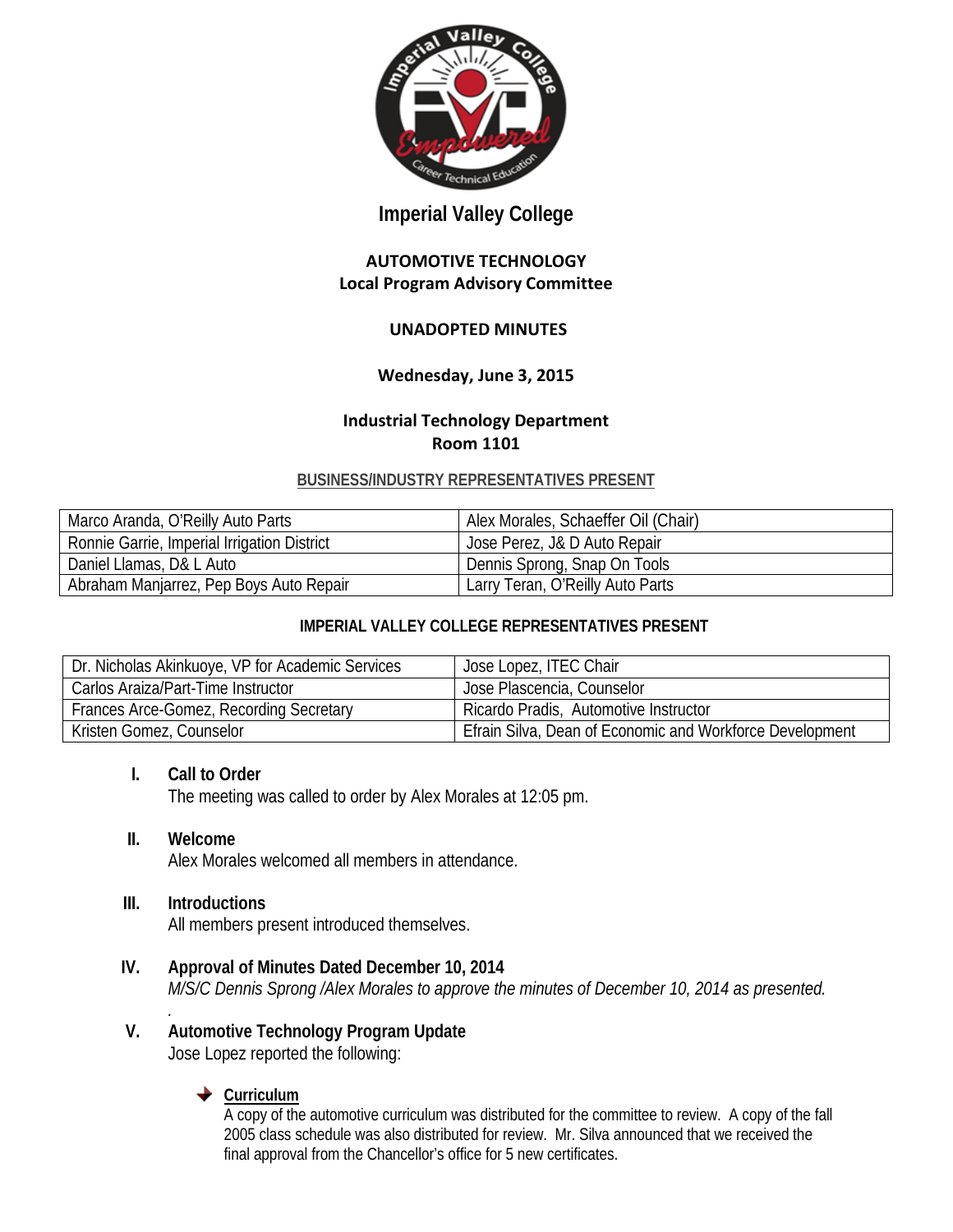# Imperial Valley College

## AUTOMOTIVE TECHNOLOGY
## Local Program Advisory Committee

### UNADOPTED MINUTES

**Wednesday, June 3, 2015**

**Industrial Technology Department**
**Room 1101**

**BUSINESS/INDUSTRY REPRESENTATIVES PRESENT**

| | |
|---|---|
| Marco Aranda, O'Reilly Auto Parts | Alex Morales, Schaeffer Oil (Chair) |
| Ronnie Garrie, Imperial Irrigation District | Jose Perez, J& D Auto Repair |
| Daniel Llamas, D& L Auto | Dennis Sprong, Snap On Tools |
| Abraham Manjarrez, Pep Boys Auto Repair | Larry Teran, O'Reilly Auto Parts |

**IMPERIAL VALLEY COLLEGE REPRESENTATIVES PRESENT**

| | |
|---|---|
| Dr. Nicholas Akinkuoye, VP for Academic Services | Jose Lopez, ITEC Chair |
| Carlos Araiza/Part-Time Instructor | Jose Plascencia, Counselor |
| Frances Arce-Gomez, Recording Secretary | Ricardo Pradis, Automotive Instructor |
| Kristen Gomez, Counselor | Efrain Silva, Dean of Economic and Workforce Development |

**I. Call to Order**
The meeting was called to order by Alex Morales at 12:05 pm.

**II. Welcome**
Alex Morales welcomed all members in attendance.

**III. Introductions**
All members present introduced themselves.

**IV. Approval of Minutes Dated December 10, 2014**
*M/S/C Dennis Sprong /Alex Morales to approve the minutes of December 10, 2014 as presented.*

**V. Automotive Technology Program Update**
Jose Lopez reported the following:

- **Curriculum**
  A copy of the automotive curriculum was distributed for the committee to review. A copy of the fall 2005 class schedule was also distributed for review. Mr. Silva announced that we received the final approval from the Chancellor's office for 5 new certificates.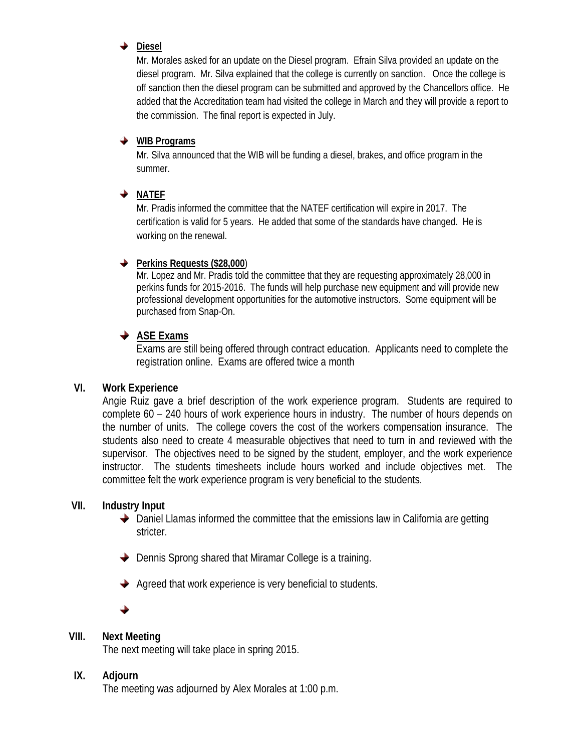- **Diesel**

  Mr. Morales asked for an update on the Diesel program. Efrain Silva provided an update on the diesel program. Mr. Silva explained that the college is currently on sanction. Once the college is off sanction then the diesel program can be submitted and approved by the Chancellors office. He added that the Accreditation team had visited the college in March and they will provide a report to the commission. The final report is expected in July.

- **WIB Programs**

  Mr. Silva announced that the WIB will be funding a diesel, brakes, and office program in the summer.

- **NATEF**

  Mr. Pradis informed the committee that the NATEF certification will expire in 2017. The certification is valid for 5 years. He added that some of the standards have changed. He is working on the renewal.

- **Perkins Requests ($28,000)**

  Mr. Lopez and Mr. Pradis told the committee that they are requesting approximately 28,000 in perkins funds for 2015-2016. The funds will help purchase new equipment and will provide new professional development opportunities for the automotive instructors. Some equipment will be purchased from Snap-On.

- **ASE Exams**

  Exams are still being offered through contract education. Applicants need to complete the registration online. Exams are offered twice a month

## VI. Work Experience

Angie Ruiz gave a brief description of the work experience program. Students are required to complete 60 – 240 hours of work experience hours in industry. The number of hours depends on the number of units. The college covers the cost of the workers compensation insurance. The students also need to create 4 measurable objectives that need to turn in and reviewed with the supervisor. The objectives need to be signed by the student, employer, and the work experience instructor. The students timesheets include hours worked and include objectives met. The committee felt the work experience program is very beneficial to the students.

## VII. Industry Input

- Daniel Llamas informed the committee that the emissions law in California are getting stricter.
- Dennis Sprong shared that Miramar College is a training.
- Agreed that work experience is very beneficial to students.
- 

## VIII. Next Meeting

The next meeting will take place in spring 2015.

## IX. Adjourn

The meeting was adjourned by Alex Morales at 1:00 p.m.